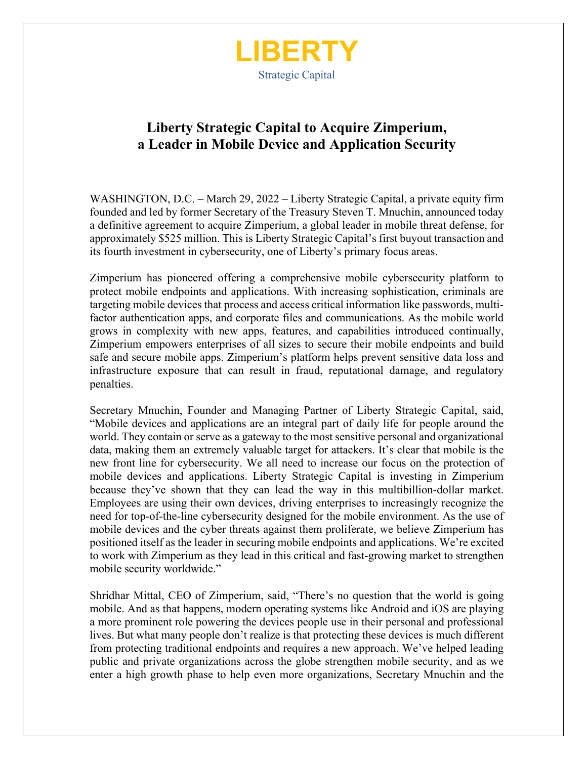**LIBERTY**

Strategic Capital

# Liberty Strategic Capital to Acquire Zimperium, a Leader in Mobile Device and Application Security

WASHINGTON, D.C. – March 29, 2022 – Liberty Strategic Capital, a private equity firm founded and led by former Secretary of the Treasury Steven T. Mnuchin, announced today a definitive agreement to acquire Zimperium, a global leader in mobile threat defense, for approximately $525 million. This is Liberty Strategic Capital's first buyout transaction and its fourth investment in cybersecurity, one of Liberty's primary focus areas.

Zimperium has pioneered offering a comprehensive mobile cybersecurity platform to protect mobile endpoints and applications. With increasing sophistication, criminals are targeting mobile devices that process and access critical information like passwords, multi-factor authentication apps, and corporate files and communications. As the mobile world grows in complexity with new apps, features, and capabilities introduced continually, Zimperium empowers enterprises of all sizes to secure their mobile endpoints and build safe and secure mobile apps. Zimperium's platform helps prevent sensitive data loss and infrastructure exposure that can result in fraud, reputational damage, and regulatory penalties.

Secretary Mnuchin, Founder and Managing Partner of Liberty Strategic Capital, said, "Mobile devices and applications are an integral part of daily life for people around the world. They contain or serve as a gateway to the most sensitive personal and organizational data, making them an extremely valuable target for attackers. It's clear that mobile is the new front line for cybersecurity. We all need to increase our focus on the protection of mobile devices and applications. Liberty Strategic Capital is investing in Zimperium because they've shown that they can lead the way in this multibillion-dollar market. Employees are using their own devices, driving enterprises to increasingly recognize the need for top-of-the-line cybersecurity designed for the mobile environment. As the use of mobile devices and the cyber threats against them proliferate, we believe Zimperium has positioned itself as the leader in securing mobile endpoints and applications. We're excited to work with Zimperium as they lead in this critical and fast-growing market to strengthen mobile security worldwide."

Shridhar Mittal, CEO of Zimperium, said, "There's no question that the world is going mobile. And as that happens, modern operating systems like Android and iOS are playing a more prominent role powering the devices people use in their personal and professional lives. But what many people don't realize is that protecting these devices is much different from protecting traditional endpoints and requires a new approach. We've helped leading public and private organizations across the globe strengthen mobile security, and as we enter a high growth phase to help even more organizations, Secretary Mnuchin and the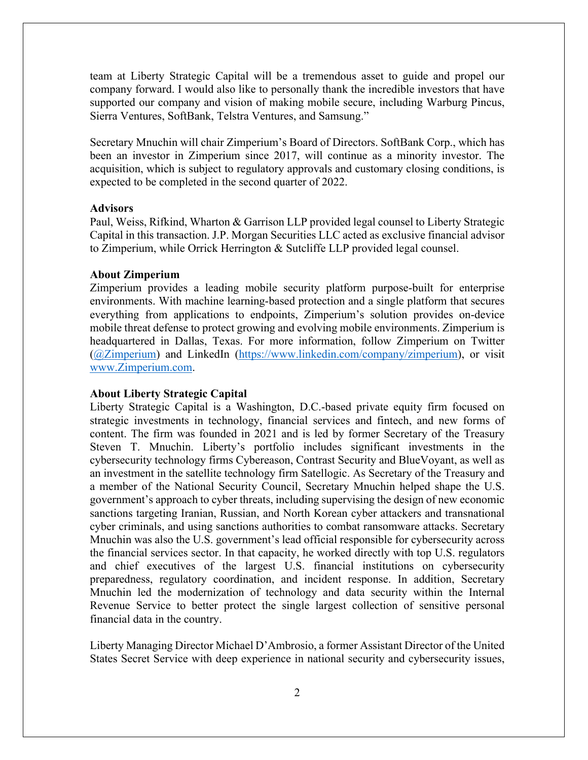team at Liberty Strategic Capital will be a tremendous asset to guide and propel our company forward. I would also like to personally thank the incredible investors that have supported our company and vision of making mobile secure, including Warburg Pincus, Sierra Ventures, SoftBank, Telstra Ventures, and Samsung."

Secretary Mnuchin will chair Zimperium's Board of Directors. SoftBank Corp., which has been an investor in Zimperium since 2017, will continue as a minority investor. The acquisition, which is subject to regulatory approvals and customary closing conditions, is expected to be completed in the second quarter of 2022.

**Advisors**

Paul, Weiss, Rifkind, Wharton & Garrison LLP provided legal counsel to Liberty Strategic Capital in this transaction. J.P. Morgan Securities LLC acted as exclusive financial advisor to Zimperium, while Orrick Herrington & Sutcliffe LLP provided legal counsel.

**About Zimperium**

Zimperium provides a leading mobile security platform purpose-built for enterprise environments. With machine learning-based protection and a single platform that secures everything from applications to endpoints, Zimperium's solution provides on-device mobile threat defense to protect growing and evolving mobile environments. Zimperium is headquartered in Dallas, Texas. For more information, follow Zimperium on Twitter ([@Zimperium](https://twitter.com/Zimperium)) and LinkedIn ([https://www.linkedin.com/company/zimperium](https://www.linkedin.com/company/zimperium)), or visit [www.Zimperium.com](http://www.Zimperium.com).

**About Liberty Strategic Capital**

Liberty Strategic Capital is a Washington, D.C.-based private equity firm focused on strategic investments in technology, financial services and fintech, and new forms of content. The firm was founded in 2021 and is led by former Secretary of the Treasury Steven T. Mnuchin. Liberty's portfolio includes significant investments in the cybersecurity technology firms Cybereason, Contrast Security and BlueVoyant, as well as an investment in the satellite technology firm Satellogic. As Secretary of the Treasury and a member of the National Security Council, Secretary Mnuchin helped shape the U.S. government's approach to cyber threats, including supervising the design of new economic sanctions targeting Iranian, Russian, and North Korean cyber attackers and transnational cyber criminals, and using sanctions authorities to combat ransomware attacks. Secretary Mnuchin was also the U.S. government's lead official responsible for cybersecurity across the financial services sector. In that capacity, he worked directly with top U.S. regulators and chief executives of the largest U.S. financial institutions on cybersecurity preparedness, regulatory coordination, and incident response. In addition, Secretary Mnuchin led the modernization of technology and data security within the Internal Revenue Service to better protect the single largest collection of sensitive personal financial data in the country.

Liberty Managing Director Michael D'Ambrosio, a former Assistant Director of the United States Secret Service with deep experience in national security and cybersecurity issues,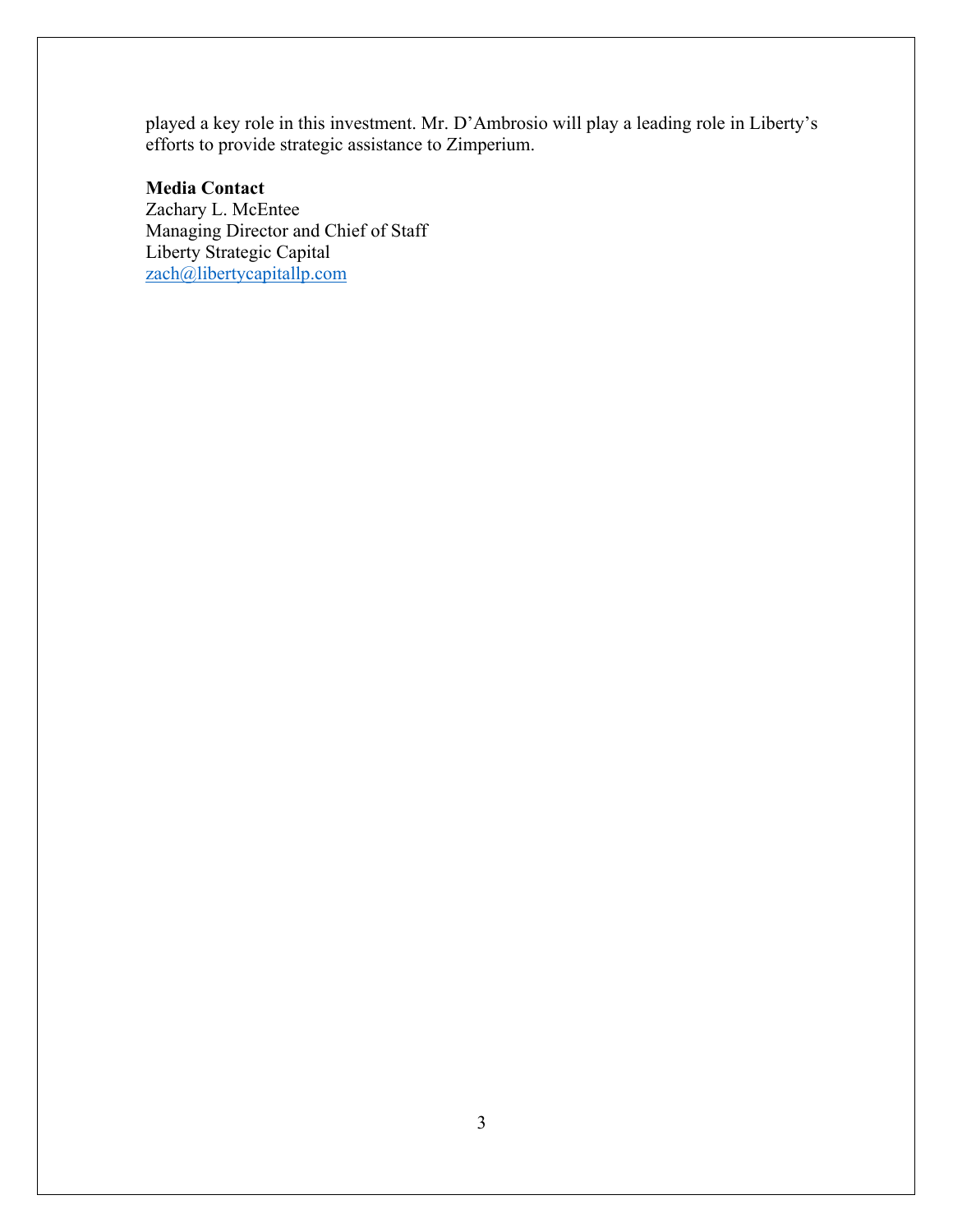played a key role in this investment. Mr. D'Ambrosio will play a leading role in Liberty's efforts to provide strategic assistance to Zimperium.

**Media Contact**
Zachary L. McEntee
Managing Director and Chief of Staff
Liberty Strategic Capital
zach@libertycapitallp.com